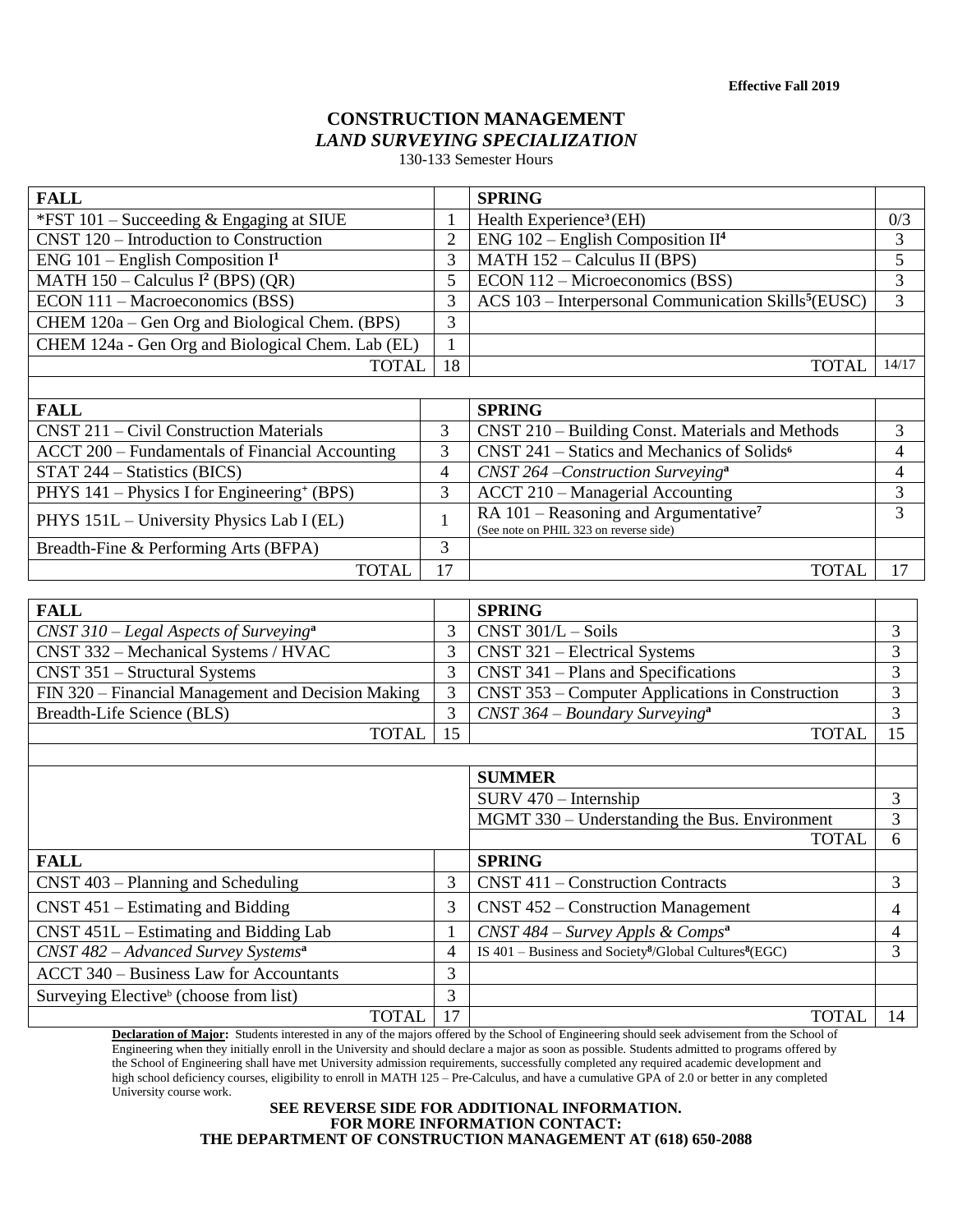**Effective Fall 2019**

# CONSTRUCTION MANAGEMENT
## *LAND SURVEYING SPECIALIZATION*

130-133 Semester Hours

| FALL | | SPRING | |
|---|---|---|---|
| *FST 101 – Succeeding & Engaging at SIUE | 1 | Health Experience[3] (EH) | 0/3 |
| CNST 120 – Introduction to Construction | 2 | ENG 102 – English Composition II[4] | 3 |
| ENG 101 – English Composition I[1] | 3 | MATH 152 – Calculus II (BPS) | 5 |
| MATH 150 – Calculus I[2] (BPS) (QR) | 5 | ECON 112 – Microeconomics (BSS) | 3 |
| ECON 111 – Macroeconomics (BSS) | 3 | ACS 103 – Interpersonal Communication Skills[5] (EUSC) | 3 |
| CHEM 120a – Gen Org and Biological Chem. (BPS) | 3 | | |
| CHEM 124a - Gen Org and Biological Chem. Lab (EL) | 1 | | |
| TOTAL | 18 | TOTAL | 14/17 |

| FALL | | SPRING | |
|---|---|---|---|
| CNST 211 – Civil Construction Materials | 3 | CNST 210 – Building Const. Materials and Methods | 3 |
| ACCT 200 – Fundamentals of Financial Accounting | 3 | CNST 241 – Statics and Mechanics of Solids[6] | 4 |
| STAT 244 – Statistics (BICS) | 4 | *CNST 264 –Construction Surveying*[a] | 4 |
| PHYS 141 – Physics I for Engineering[+] (BPS) | 3 | ACCT 210 – Managerial Accounting | 3 |
| PHYS 151L – University Physics Lab I (EL) | 1 | RA 101 – Reasoning and Argumentative[7] (See note on PHIL 323 on reverse side) | 3 |
| Breadth-Fine & Performing Arts (BFPA) | 3 | | |
| TOTAL | 17 | TOTAL | 17 |

| FALL | | SPRING | |
|---|---|---|---|
| *CNST 310 – Legal Aspects of Surveying*[a] | 3 | CNST 301/L – Soils | 3 |
| CNST 332 – Mechanical Systems / HVAC | 3 | CNST 321 – Electrical Systems | 3 |
| CNST 351 – Structural Systems | 3 | CNST 341 – Plans and Specifications | 3 |
| FIN 320 – Financial Management and Decision Making | 3 | CNST 353 – Computer Applications in Construction | 3 |
| Breadth-Life Science (BLS) | 3 | *CNST 364 – Boundary Surveying*[a] | 3 |
| TOTAL | 15 | TOTAL | 15 |
| | | **SUMMER** | |
| | | SURV 470 – Internship | 3 |
| | | MGMT 330 – Understanding the Bus. Environment | 3 |
| | | TOTAL | 6 |
| **FALL** | | **SPRING** | |
| CNST 403 – Planning and Scheduling | 3 | CNST 411 – Construction Contracts | 3 |
| CNST 451 – Estimating and Bidding | 3 | CNST 452 – Construction Management | 4 |
| CNST 451L – Estimating and Bidding Lab | 1 | *CNST 484 – Survey Appls & Comps*[a] | 4 |
| *CNST 482 – Advanced Survey Systems*[a] | 4 | IS 401 – Business and Society[8]/Global Cultures[8] (EGC) | 3 |
| ACCT 340 – Business Law for Accountants | 3 | | |
| Surveying Elective[b] (choose from list) | 3 | | |
| TOTAL | 17 | TOTAL | 14 |

**Declaration of Major:** Students interested in any of the majors offered by the School of Engineering should seek advisement from the School of Engineering when they initially enroll in the University and should declare a major as soon as possible. Students admitted to programs offered by the School of Engineering shall have met University admission requirements, successfully completed any required academic development and high school deficiency courses, eligibility to enroll in MATH 125 – Pre-Calculus, and have a cumulative GPA of 2.0 or better in any completed University course work.

**SEE REVERSE SIDE FOR ADDITIONAL INFORMATION.**
**FOR MORE INFORMATION CONTACT:**
**THE DEPARTMENT OF CONSTRUCTION MANAGEMENT AT (618) 650-2088**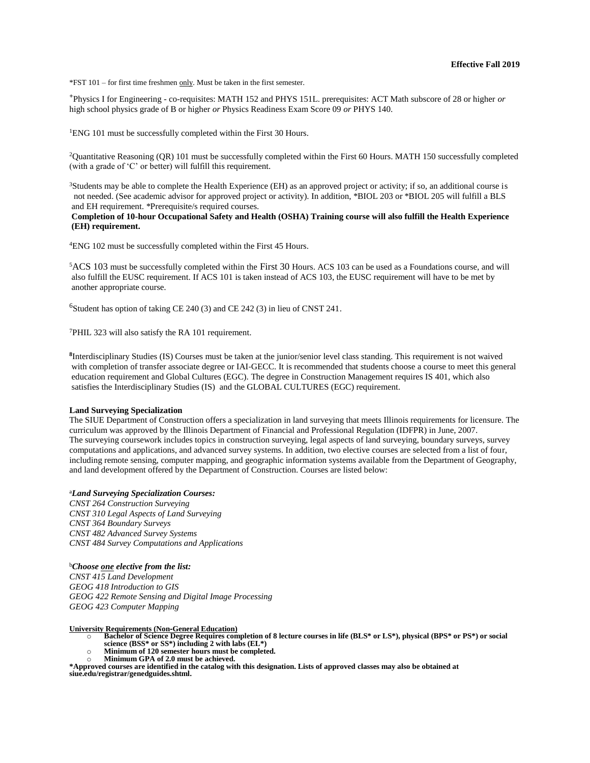**Effective Fall 2019**

*FST 101 – for first time freshmen only. Must be taken in the first semester.

[+]Physics I for Engineering - co-requisites: MATH 152 and PHYS 151L. prerequisites: ACT Math subscore of 28 or higher *or* high school physics grade of B or higher *or* Physics Readiness Exam Score 09 *or* PHYS 140.

[1]ENG 101 must be successfully completed within the First 30 Hours.

[2]Quantitative Reasoning (QR) 101 must be successfully completed within the First 60 Hours. MATH 150 successfully completed (with a grade of 'C' or better) will fulfill this requirement.

[3]Students may be able to complete the Health Experience (EH) as an approved project or activity; if so, an additional course is not needed. (See academic advisor for approved project or activity). In addition, *BIOL 203 or *BIOL 205 will fulfill a BLS and EH requirement. *Prerequisite/s required courses.
**Completion of 10-hour Occupational Safety and Health (OSHA) Training course will also fulfill the Health Experience (EH) requirement.**

[4]ENG 102 must be successfully completed within the First 45 Hours.

[5]ACS 103 must be successfully completed within the First 30 Hours. ACS 103 can be used as a Foundations course, and will also fulfill the EUSC requirement. If ACS 101 is taken instead of ACS 103, the EUSC requirement will have to be met by another appropriate course.

[6]Student has option of taking CE 240 (3) and CE 242 (3) in lieu of CNST 241.

[7]PHIL 323 will also satisfy the RA 101 requirement.

[8]Interdisciplinary Studies (IS) Courses must be taken at the junior/senior level class standing. This requirement is not waived with completion of transfer associate degree or IAI-GECC. It is recommended that students choose a course to meet this general education requirement and Global Cultures (EGC). The degree in Construction Management requires IS 401, which also satisfies the Interdisciplinary Studies (IS) and the GLOBAL CULTURES (EGC) requirement.

**Land Surveying Specialization**

The SIUE Department of Construction offers a specialization in land surveying that meets Illinois requirements for licensure. The curriculum was approved by the Illinois Department of Financial and Professional Regulation (IDFPR) in June, 2007.
The surveying coursework includes topics in construction surveying, legal aspects of land surveying, boundary surveys, survey computations and applications, and advanced survey systems. In addition, two elective courses are selected from a list of four, including remote sensing, computer mapping, and geographic information systems available from the Department of Geography, and land development offered by the Department of Construction. Courses are listed below:

[a]***Land Surveying Specialization Courses:***
*CNST 264 Construction Surveying*
*CNST 310 Legal Aspects of Land Surveying*
*CNST 364 Boundary Surveys*
*CNST 482 Advanced Survey Systems*
*CNST 484 Survey Computations and Applications*

[b]***Choose one elective from the list:***
*CNST 415 Land Development*
*GEOG 418 Introduction to GIS*
*GEOG 422 Remote Sensing and Digital Image Processing*
*GEOG 423 Computer Mapping*

**University Requirements (Non-General Education)**

- **Bachelor of Science Degree Requires completion of 8 lecture courses in life (BLS* or LS*), physical (BPS* or PS*) or social science (BSS* or SS*) including 2 with labs (EL*)**
- **Minimum of 120 semester hours must be completed.**
- **Minimum GPA of 2.0 must be achieved.**

***Approved courses are identified in the catalog with this designation. Lists of approved classes may also be obtained at siue.edu/registrar/genedguides.shtml.**